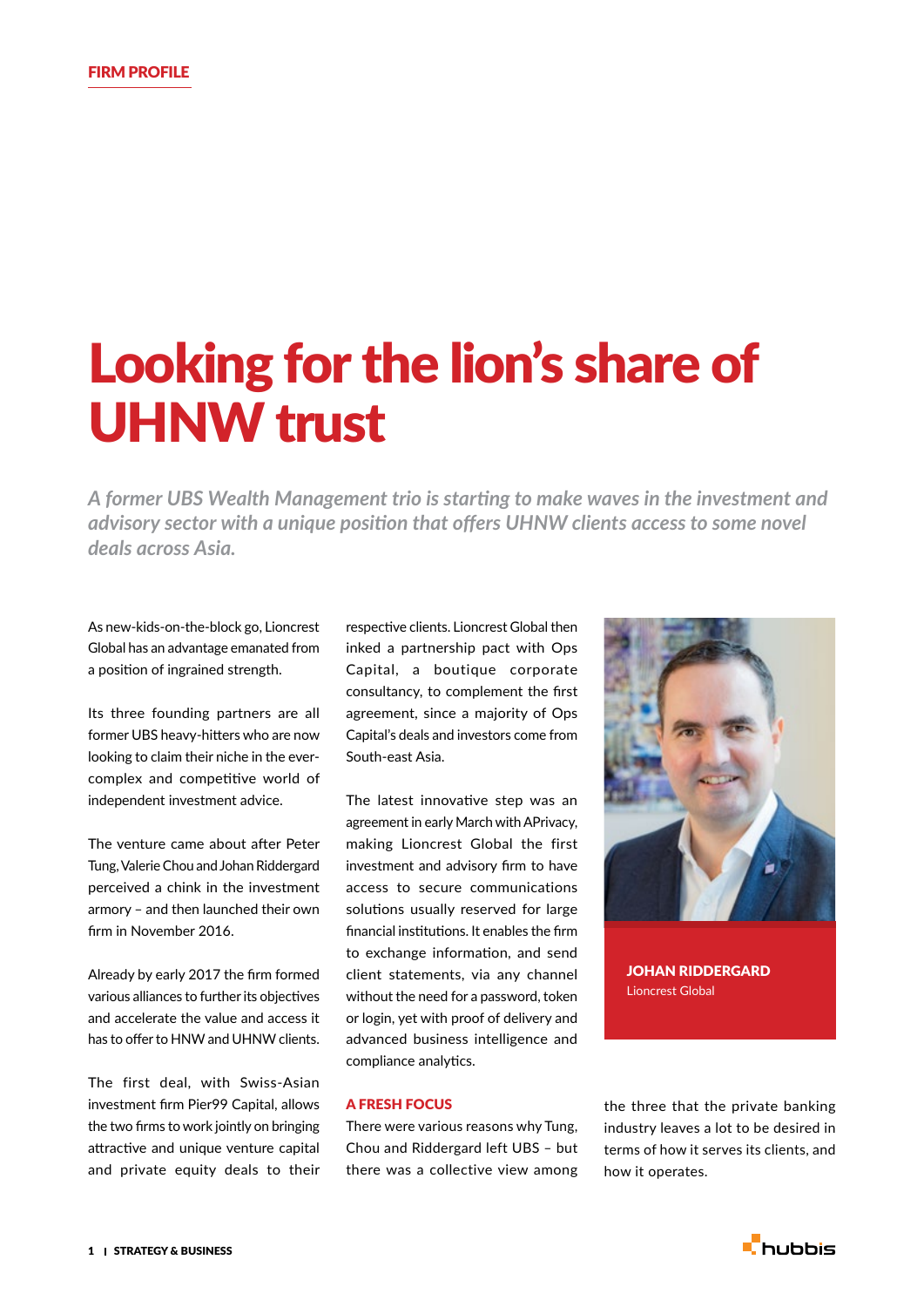FIRM PROFILE

# Looking for the lion's share of UHNW trust

*A former UBS Wealth Management trio is starting to make waves in the investment and advisory sector with a unique position that offers UHNW clients access to some novel deals across Asia.*

As new-kids-on-the-block go, Lioncrest Global has an advantage emanated from a position of ingrained strength.

Its three founding partners are all former UBS heavy-hitters who are now looking to claim their niche in the ever-complex and competitive world of independent investment advice.

The venture came about after Peter Tung, Valerie Chou and Johan Riddergard perceived a chink in the investment armory – and then launched their own firm in November 2016.

Already by early 2017 the firm formed various alliances to further its objectives and accelerate the value and access it has to offer to HNW and UHNW clients.

The first deal, with Swiss-Asian investment firm Pier99 Capital, allows the two firms to work jointly on bringing attractive and unique venture capital and private equity deals to their respective clients. Lioncrest Global then inked a partnership pact with Ops Capital, a boutique corporate consultancy, to complement the first agreement, since a majority of Ops Capital's deals and investors come from South-east Asia.

The latest innovative step was an agreement in early March with APrivacy, making Lioncrest Global the first investment and advisory firm to have access to secure communications solutions usually reserved for large financial institutions. It enables the firm to exchange information, and send client statements, via any channel without the need for a password, token or login, yet with proof of delivery and advanced business intelligence and compliance analytics.

**JOHAN RIDDERGARD**
Lioncrest Global

## A FRESH FOCUS

There were various reasons why Tung, Chou and Riddergard left UBS – but there was a collective view among the three that the private banking industry leaves a lot to be desired in terms of how it serves its clients, and how it operates.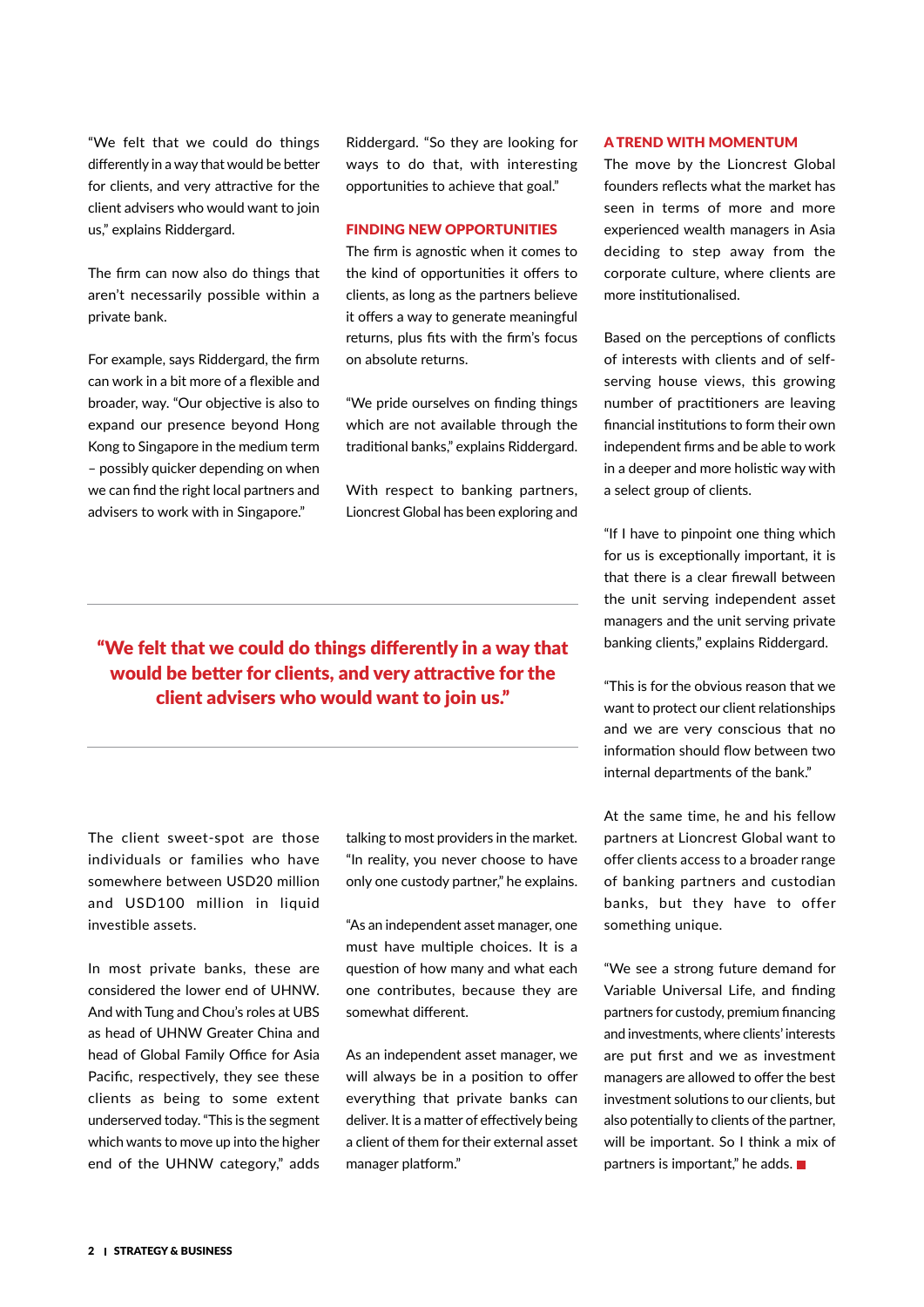"We felt that we could do things differently in a way that would be better for clients, and very attractive for the client advisers who would want to join us," explains Riddergard.

The firm can now also do things that aren't necessarily possible within a private bank.

For example, says Riddergard, the firm can work in a bit more of a flexible and broader, way. "Our objective is also to expand our presence beyond Hong Kong to Singapore in the medium term – possibly quicker depending on when we can find the right local partners and advisers to work with in Singapore."

> **"We felt that we could do things differently in a way that would be better for clients, and very attractive for the client advisers who would want to join us."**

The client sweet-spot are those individuals or families who have somewhere between USD20 million and USD100 million in liquid investible assets.

In most private banks, these are considered the lower end of UHNW. And with Tung and Chou's roles at UBS as head of UHNW Greater China and head of Global Family Office for Asia Pacific, respectively, they see these clients as being to some extent underserved today. "This is the segment which wants to move up into the higher end of the UHNW category," adds Riddergard. "So they are looking for ways to do that, with interesting opportunities to achieve that goal."

## FINDING NEW OPPORTUNITIES

The firm is agnostic when it comes to the kind of opportunities it offers to clients, as long as the partners believe it offers a way to generate meaningful returns, plus fits with the firm's focus on absolute returns.

"We pride ourselves on finding things which are not available through the traditional banks," explains Riddergard.

With respect to banking partners, Lioncrest Global has been exploring and talking to most providers in the market. "In reality, you never choose to have only one custody partner," he explains.

"As an independent asset manager, one must have multiple choices. It is a question of how many and what each one contributes, because they are somewhat different.

As an independent asset manager, we will always be in a position to offer everything that private banks can deliver. It is a matter of effectively being a client of them for their external asset manager platform."

## A TREND WITH MOMENTUM

The move by the Lioncrest Global founders reflects what the market has seen in terms of more and more experienced wealth managers in Asia deciding to step away from the corporate culture, where clients are more institutionalised.

Based on the perceptions of conflicts of interests with clients and of self-serving house views, this growing number of practitioners are leaving financial institutions to form their own independent firms and be able to work in a deeper and more holistic way with a select group of clients.

"If I have to pinpoint one thing which for us is exceptionally important, it is that there is a clear firewall between the unit serving independent asset managers and the unit serving private banking clients," explains Riddergard.

"This is for the obvious reason that we want to protect our client relationships and we are very conscious that no information should flow between two internal departments of the bank."

At the same time, he and his fellow partners at Lioncrest Global want to offer clients access to a broader range of banking partners and custodian banks, but they have to offer something unique.

"We see a strong future demand for Variable Universal Life, and finding partners for custody, premium financing and investments, where clients' interests are put first and we as investment managers are allowed to offer the best investment solutions to our clients, but also potentially to clients of the partner, will be important. So I think a mix of partners is important," he adds. ■